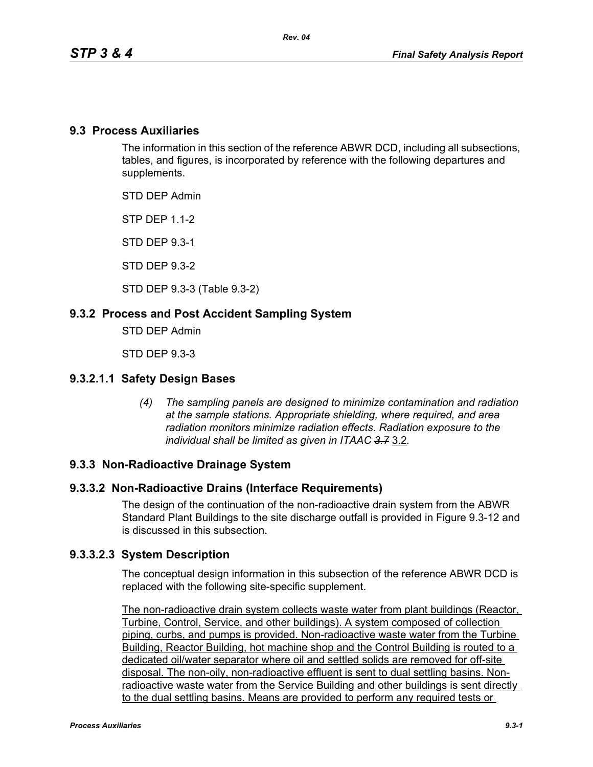## 9.3 Process Auxiliaries

The information in this section of the reference ABWR DCD, including all subsections, tables, and figures, is incorporated by reference with the following departures and supplements.

STD DEP Admin

STP DEP 1.1-2

STD DEP 9.3-1

STD DEP 9.3-2

STD DEP 9.3-3 (Table 9.3-2)

### 9.3.2 Process and Post Accident Sampling System

STD DEP Admin

STD DEP 9.3-3

#### 9.3.2.1.1 Safety Design Bases

*(4) The sampling panels are designed to minimize contamination and radiation at the sample stations. Appropriate shielding, where required, and area radiation monitors minimize radiation effects. Radiation exposure to the individual shall be limited as given in ITAAC* ~~*3.7*~~ <u>3.2</u>*.*

### 9.3.3 Non-Radioactive Drainage System

#### 9.3.3.2 Non-Radioactive Drains (Interface Requirements)

The design of the continuation of the non-radioactive drain system from the ABWR Standard Plant Buildings to the site discharge outfall is provided in Figure 9.3-12 and is discussed in this subsection.

#### 9.3.3.2.3 System Description

The conceptual design information in this subsection of the reference ABWR DCD is replaced with the following site-specific supplement.

<u>The non-radioactive drain system collects waste water from plant buildings (Reactor, Turbine, Control, Service, and other buildings). A system composed of collection piping, curbs, and pumps is provided. Non-radioactive waste water from the Turbine Building, Reactor Building, hot machine shop and the Control Building is routed to a dedicated oil/water separator where oil and settled solids are removed for off-site disposal. The non-oily, non-radioactive effluent is sent to dual settling basins. Non-radioactive waste water from the Service Building and other buildings is sent directly to the dual settling basins. Means are provided to perform any required tests or</u>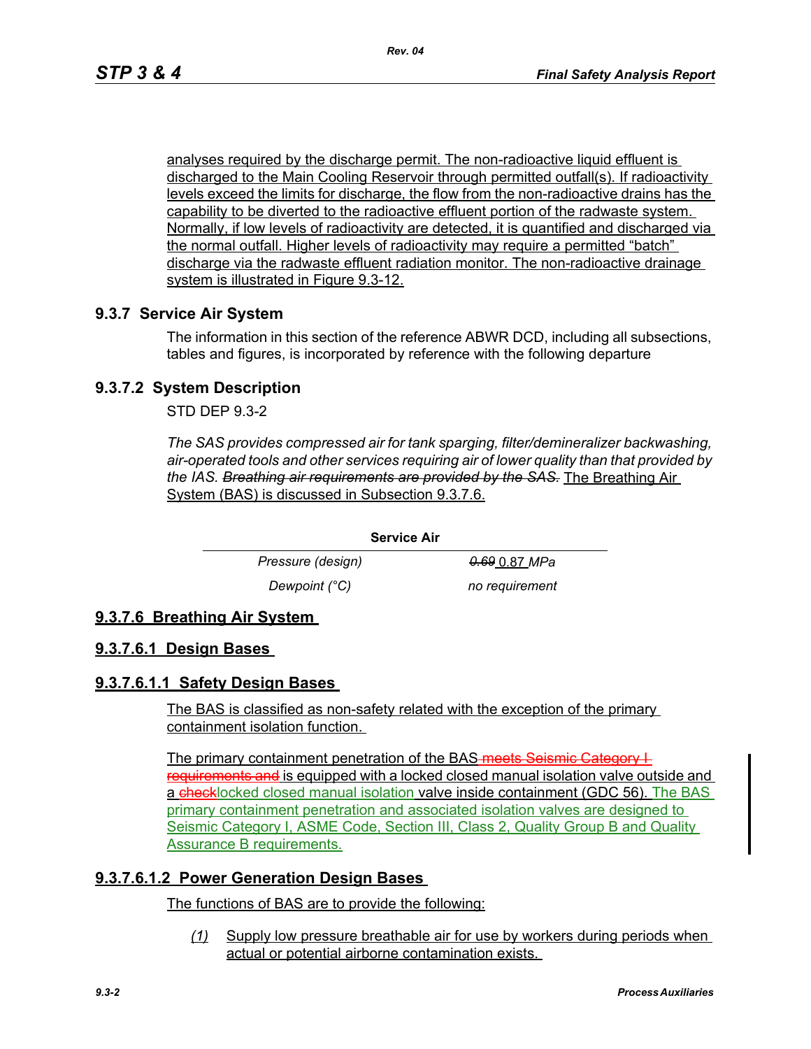analyses required by the discharge permit. The non-radioactive liquid effluent is discharged to the Main Cooling Reservoir through permitted outfall(s). If radioactivity levels exceed the limits for discharge, the flow from the non-radioactive drains has the capability to be diverted to the radioactive effluent portion of the radwaste system. Normally, if low levels of radioactivity are detected, it is quantified and discharged via the normal outfall. Higher levels of radioactivity may require a permitted "batch" discharge via the radwaste effluent radiation monitor. The non-radioactive drainage system is illustrated in Figure 9.3-12.

## 9.3.7 Service Air System

The information in this section of the reference ABWR DCD, including all subsections, tables and figures, is incorporated by reference with the following departure

## 9.3.7.2 System Description

STD DEP 9.3-2

*The SAS provides compressed air for tank sparging, filter/demineralizer backwashing, air-operated tools and other services requiring air of lower quality than that provided by the IAS. ~~Breathing air requirements are provided by the SAS.~~* The Breathing Air System (BAS) is discussed in Subsection 9.3.7.6.

| Service Air | |
|---|---|
| *Pressure (design)* | *~~0.69~~* 0.87 *MPa* |
| *Dewpoint (°C)* | *no requirement* |

## 9.3.7.6 Breathing Air System

## 9.3.7.6.1 Design Bases

## 9.3.7.6.1.1 Safety Design Bases

The BAS is classified as non-safety related with the exception of the primary containment isolation function.

The primary containment penetration of the BAS ~~meets Seismic Category I requirements and~~ is equipped with a locked closed manual isolation valve outside and a ~~check~~locked closed manual isolation valve inside containment (GDC 56). The BAS primary containment penetration and associated isolation valves are designed to Seismic Category I, ASME Code, Section III, Class 2, Quality Group B and Quality Assurance B requirements.

## 9.3.7.6.1.2 Power Generation Design Bases

The functions of BAS are to provide the following:

*(1)* Supply low pressure breathable air for use by workers during periods when actual or potential airborne contamination exists.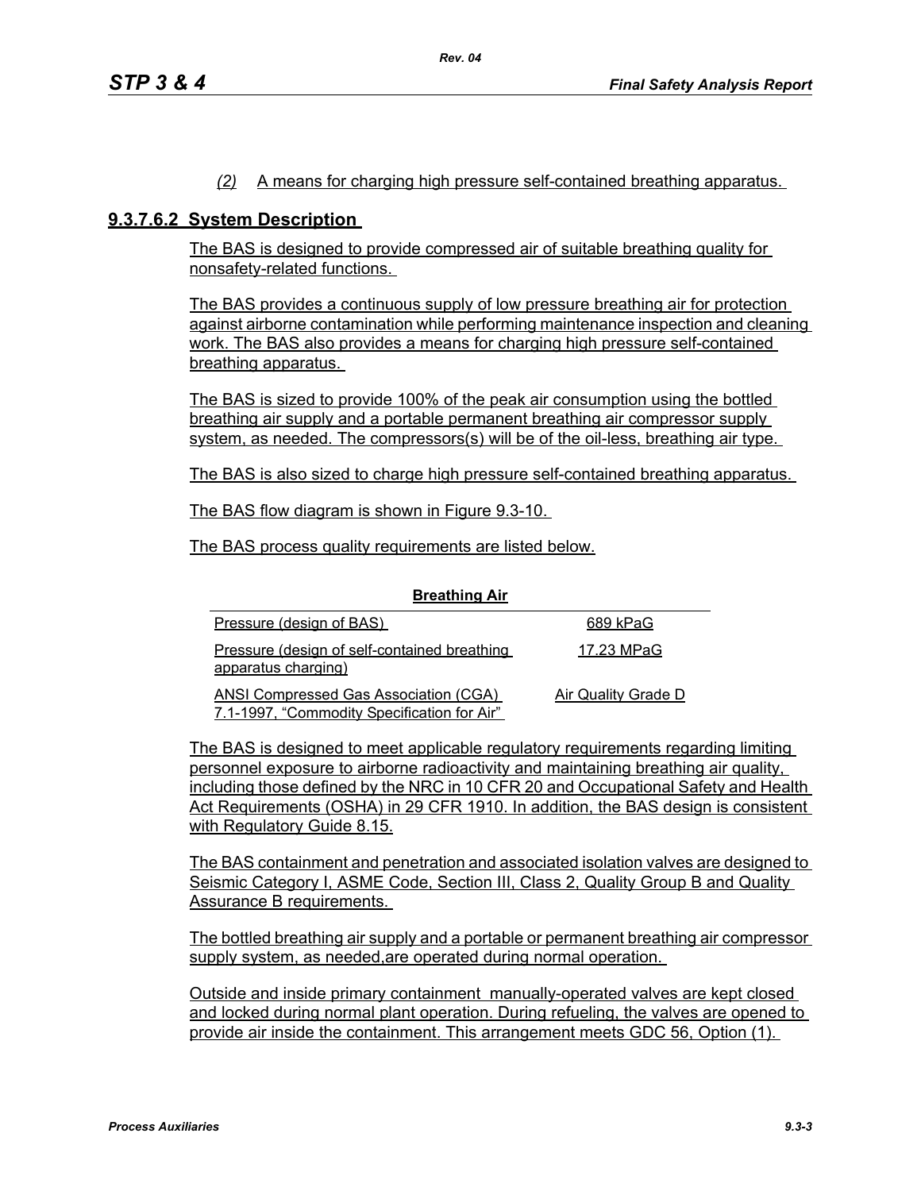*(2)* A means for charging high pressure self-contained breathing apparatus.

### 9.3.7.6.2 System Description

The BAS is designed to provide compressed air of suitable breathing quality for nonsafety-related functions.

The BAS provides a continuous supply of low pressure breathing air for protection against airborne contamination while performing maintenance inspection and cleaning work. The BAS also provides a means for charging high pressure self-contained breathing apparatus.

The BAS is sized to provide 100% of the peak air consumption using the bottled breathing air supply and a portable permanent breathing air compressor supply system, as needed. The compressors(s) will be of the oil-less, breathing air type.

The BAS is also sized to charge high pressure self-contained breathing apparatus.

The BAS flow diagram is shown in Figure 9.3-10.

The BAS process quality requirements are listed below.

| **Breathing Air** | |
|---|---|
| Pressure (design of BAS) | 689 kPaG |
| Pressure (design of self-contained breathing apparatus charging) | 17.23 MPaG |
| ANSI Compressed Gas Association (CGA) 7.1-1997, "Commodity Specification for Air" | Air Quality Grade D |

The BAS is designed to meet applicable regulatory requirements regarding limiting personnel exposure to airborne radioactivity and maintaining breathing air quality, including those defined by the NRC in 10 CFR 20 and Occupational Safety and Health Act Requirements (OSHA) in 29 CFR 1910. In addition, the BAS design is consistent with Regulatory Guide 8.15.

The BAS containment and penetration and associated isolation valves are designed to Seismic Category I, ASME Code, Section III, Class 2, Quality Group B and Quality Assurance B requirements.

The bottled breathing air supply and a portable or permanent breathing air compressor supply system, as needed,are operated during normal operation.

Outside and inside primary containment manually-operated valves are kept closed and locked during normal plant operation. During refueling, the valves are opened to provide air inside the containment. This arrangement meets GDC 56, Option (1).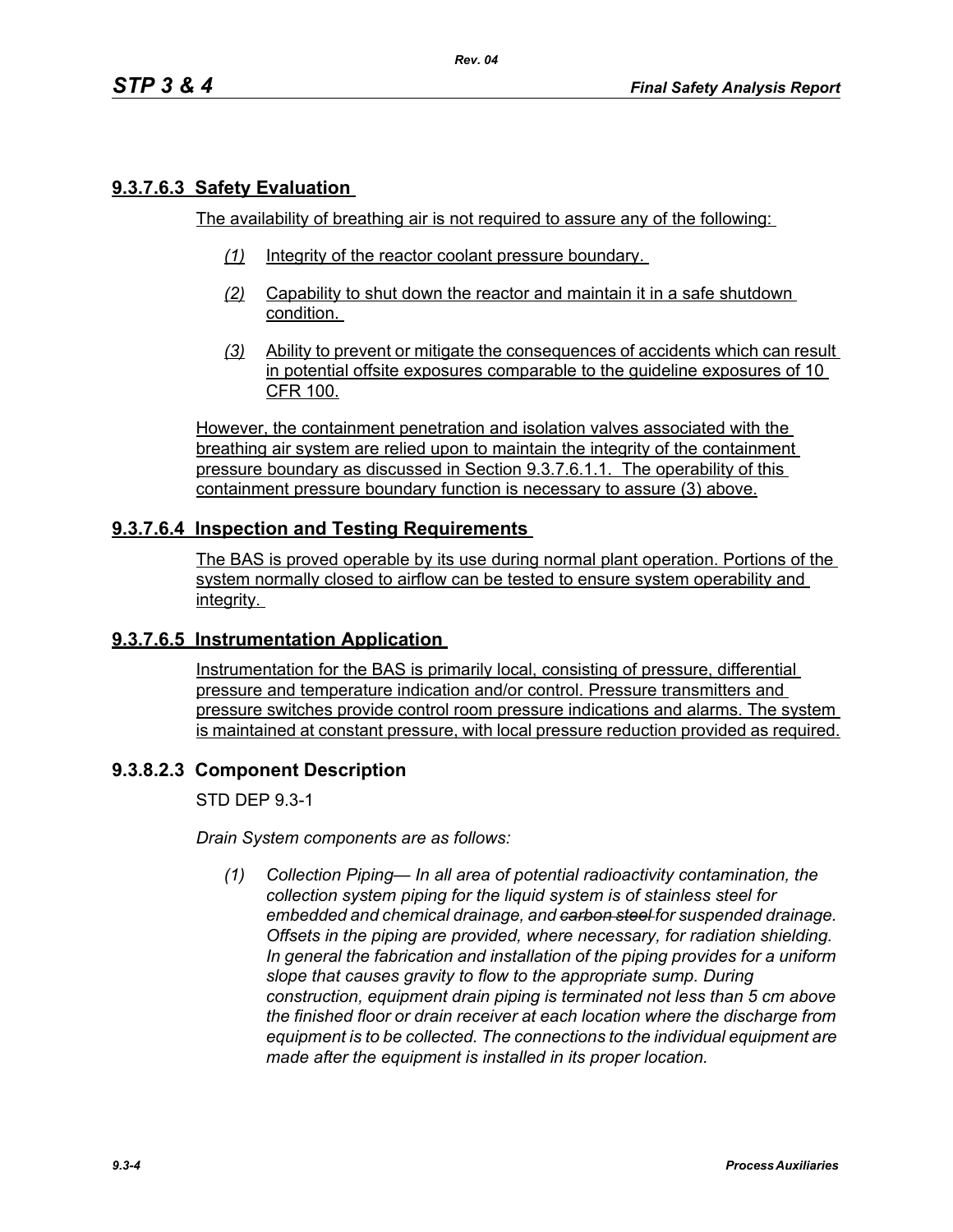## 9.3.7.6.3 Safety Evaluation

The availability of breathing air is not required to assure any of the following:

*(1)* Integrity of the reactor coolant pressure boundary.

*(2)* Capability to shut down the reactor and maintain it in a safe shutdown condition.

*(3)* Ability to prevent or mitigate the consequences of accidents which can result in potential offsite exposures comparable to the guideline exposures of 10 CFR 100.

However, the containment penetration and isolation valves associated with the breathing air system are relied upon to maintain the integrity of the containment pressure boundary as discussed in Section 9.3.7.6.1.1. The operability of this containment pressure boundary function is necessary to assure (3) above.

## 9.3.7.6.4 Inspection and Testing Requirements

The BAS is proved operable by its use during normal plant operation. Portions of the system normally closed to airflow can be tested to ensure system operability and integrity.

## 9.3.7.6.5 Instrumentation Application

Instrumentation for the BAS is primarily local, consisting of pressure, differential pressure and temperature indication and/or control. Pressure transmitters and pressure switches provide control room pressure indications and alarms. The system is maintained at constant pressure, with local pressure reduction provided as required.

## 9.3.8.2.3 Component Description

STD DEP 9.3-1

*Drain System components are as follows:*

*(1) Collection Piping— In all area of potential radioactivity contamination, the collection system piping for the liquid system is of stainless steel for embedded and chemical drainage, and ~~carbon steel~~ for suspended drainage. Offsets in the piping are provided, where necessary, for radiation shielding. In general the fabrication and installation of the piping provides for a uniform slope that causes gravity to flow to the appropriate sump. During construction, equipment drain piping is terminated not less than 5 cm above the finished floor or drain receiver at each location where the discharge from equipment is to be collected. The connections to the individual equipment are made after the equipment is installed in its proper location.*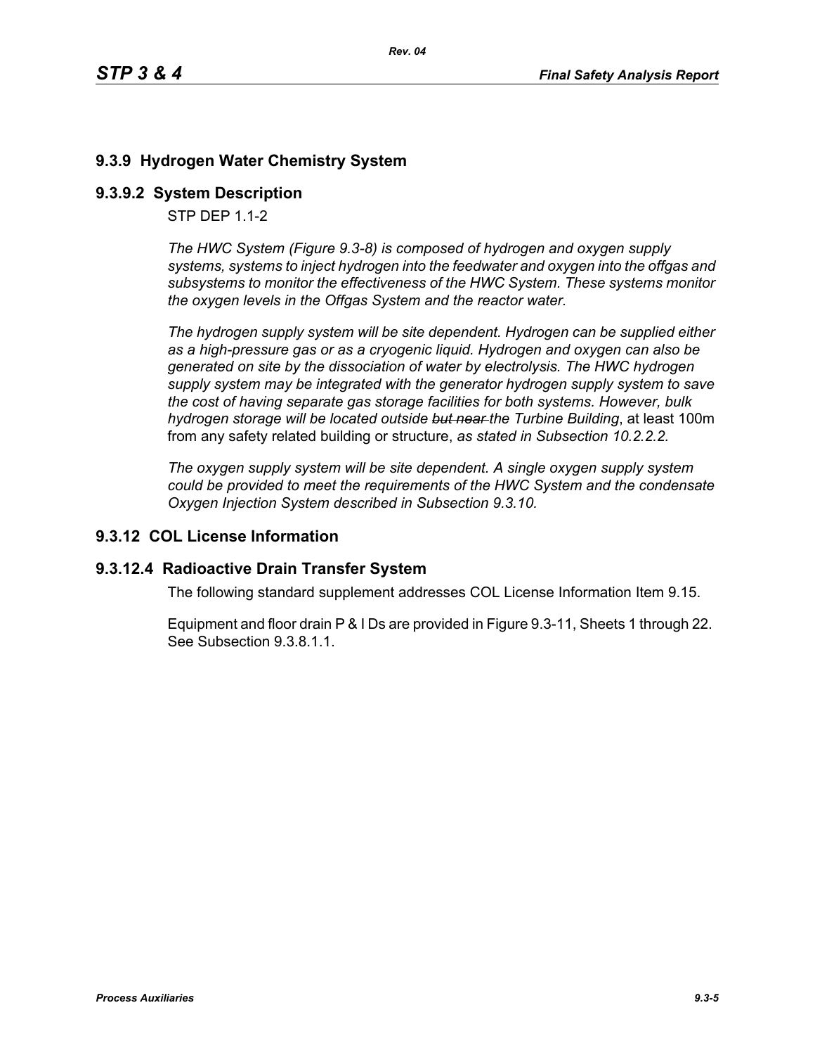## 9.3.9 Hydrogen Water Chemistry System

### 9.3.9.2 System Description

STP DEP 1.1-2

*The HWC System (Figure 9.3-8) is composed of hydrogen and oxygen supply systems, systems to inject hydrogen into the feedwater and oxygen into the offgas and subsystems to monitor the effectiveness of the HWC System. These systems monitor the oxygen levels in the Offgas System and the reactor water.*

*The hydrogen supply system will be site dependent. Hydrogen can be supplied either as a high-pressure gas or as a cryogenic liquid. Hydrogen and oxygen can also be generated on site by the dissociation of water by electrolysis. The HWC hydrogen supply system may be integrated with the generator hydrogen supply system to save the cost of having separate gas storage facilities for both systems. However, bulk hydrogen storage will be located outside ~~but near~~ the Turbine Building*, at least 100m from any safety related building or structure, *as stated in Subsection 10.2.2.2.*

*The oxygen supply system will be site dependent. A single oxygen supply system could be provided to meet the requirements of the HWC System and the condensate Oxygen Injection System described in Subsection 9.3.10.*

## 9.3.12 COL License Information

### 9.3.12.4 Radioactive Drain Transfer System

The following standard supplement addresses COL License Information Item 9.15.

Equipment and floor drain P & I Ds are provided in Figure 9.3-11, Sheets 1 through 22. See Subsection 9.3.8.1.1.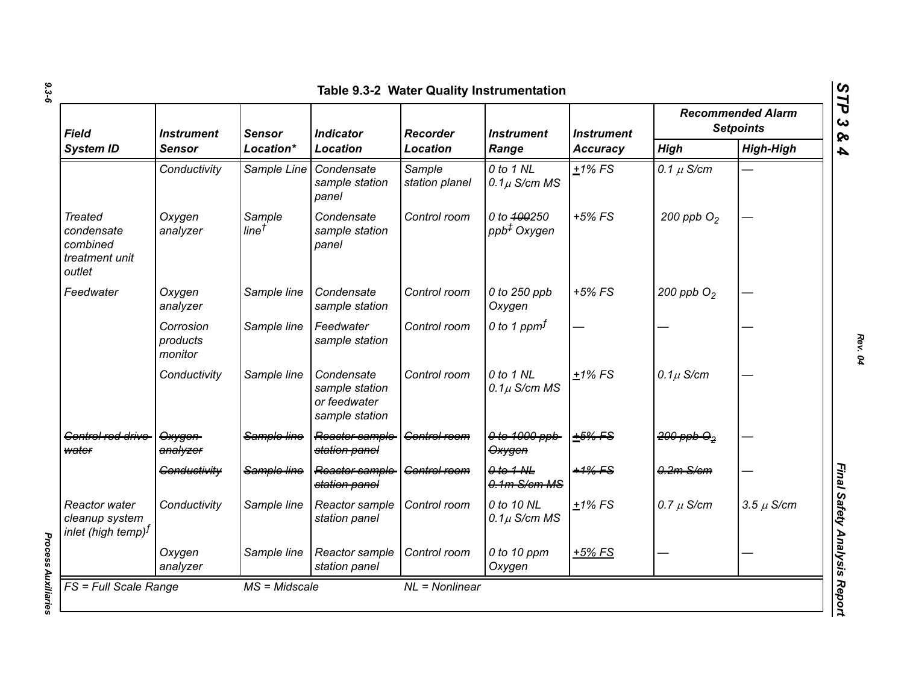**Table 9.3-2 Water Quality Instrumentation**

| Field System ID | Instrument Sensor | Sensor Location* | Indicator Location | Recorder Location | Instrument Range | Instrument Accuracy | Recommended Alarm Setpoints | |
|---|---|---|---|---|---|---|---|---|
| | | | | | | | High | High-High |
| | Conductivity | Sample Line | Condensate sample station panel | Sample station planel | 0 to 1 NL 0.1μ S/cm MS | ±1% FS | 0.1 μ S/cm | — |
| Treated condensate combined treatment unit outlet | Oxygen analyzer | Sample line[†] | Condensate sample station panel | Control room | 0 to ~~100~~250 ppb[‡] Oxygen | +5% FS | 200 ppb $O_2$ | — |
| Feedwater | Oxygen analyzer | Sample line | Condensate sample station | Control room | 0 to 250 ppb Oxygen | +5% FS | 200 ppb $O_2$ | — |
| | Corrosion products monitor | Sample line | Feedwater sample station | Control room | 0 to 1 ppm[ƒ] | — | — | — |
| | Conductivity | Sample line | Condensate sample station or feedwater sample station | Control room | 0 to 1 NL 0.1μ S/cm MS | ±1% FS | 0.1μ S/cm | — |
| ~~Control rod drive water~~ | ~~Oxygen analyzer~~ | ~~Sample line~~ | ~~Reactor sample station panel~~ | ~~Control room~~ | ~~0 to 1000 ppb Oxygen~~ | ~~±5% FS~~ | ~~200 ppb $O_2$~~ | — |
| | ~~Conductivity~~ | ~~Sample line~~ | ~~Reactor sample station panel~~ | ~~Control room~~ | ~~0 to 1 NL 0.1m S/cm MS~~ | ~~±1% FS~~ | ~~0.2m S/cm~~ | — |
| Reactor water cleanup system inlet (high temp)[ƒ] | Conductivity | Sample line | Reactor sample station panel | Control room | 0 to 10 NL 0.1μ S/cm MS | ±1% FS | 0.7 μ S/cm | 3.5 μ S/cm |
| | Oxygen analyzer | Sample line | Reactor sample station panel | Control room | 0 to 10 ppm Oxygen | +5% FS | — | — |

FS = Full Scale Range    MS = Midscale    NL = Nonlinear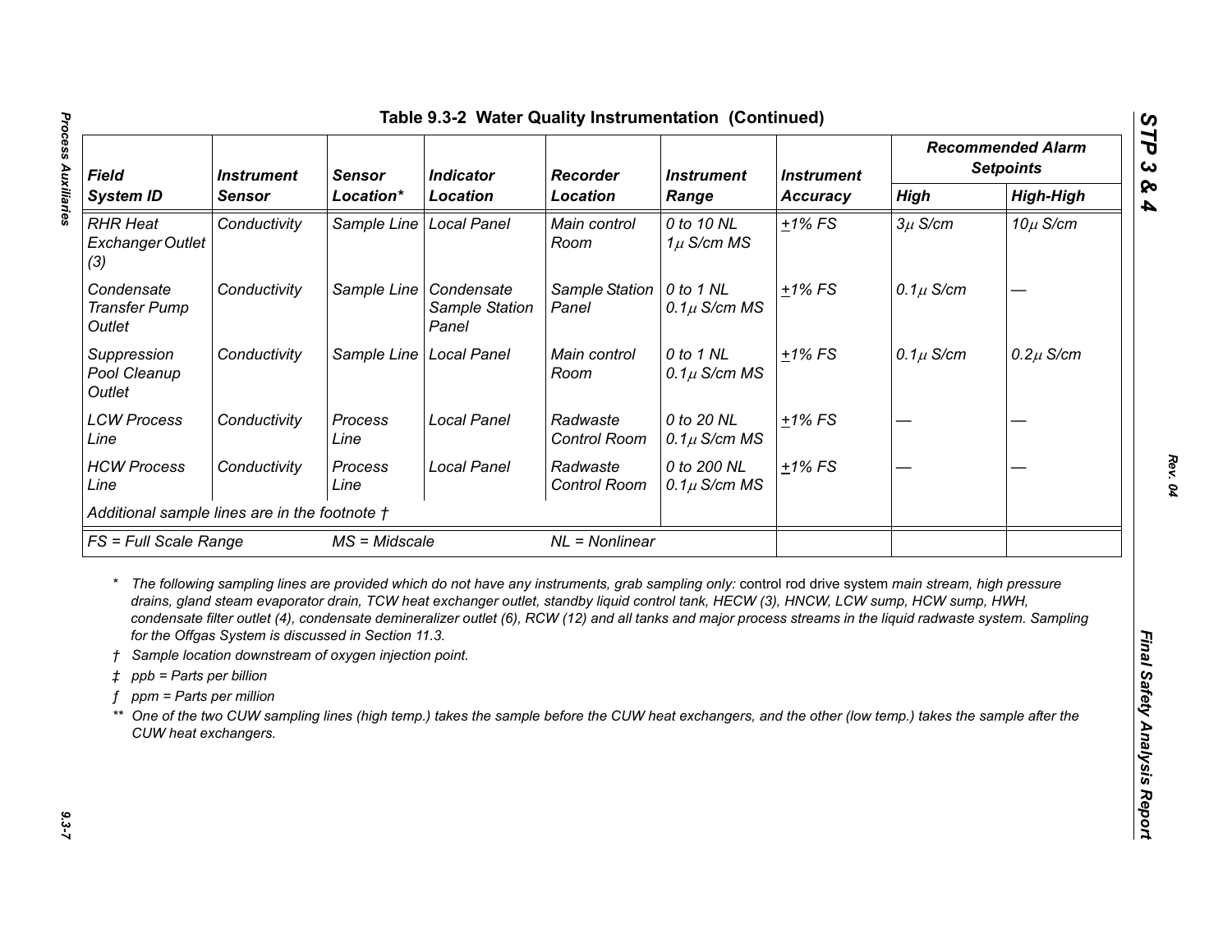## Table 9.3-2 Water Quality Instrumentation (Continued)

| Field System ID | Instrument Sensor | Sensor Location* | Indicator Location | Recorder Location | Instrument Range | Instrument Accuracy | Recommended Alarm Setpoints | |
|---|---|---|---|---|---|---|---|---|
| | | | | | | | High | High-High |
| RHR Heat Exchanger Outlet (3) | Conductivity | Sample Line | Local Panel | Main control Room | 0 to 10 NL $1\mu$ S/cm MS | $\pm$1% FS | $3\mu$ S/cm | $10\mu$ S/cm |
| Condensate Transfer Pump Outlet | Conductivity | Sample Line | Condensate Sample Station Panel | Sample Station Panel | 0 to 1 NL $0.1\mu$ S/cm MS | $\pm$1% FS | $0.1\mu$ S/cm | — |
| Suppression Pool Cleanup Outlet | Conductivity | Sample Line | Local Panel | Main control Room | 0 to 1 NL $0.1\mu$ S/cm MS | $\pm$1% FS | $0.1\mu$ S/cm | $0.2\mu$ S/cm |
| LCW Process Line | Conductivity | Process Line | Local Panel | Radwaste Control Room | 0 to 20 NL $0.1\mu$ S/cm MS | $\pm$1% FS | — | — |
| HCW Process Line | Conductivity | Process Line | Local Panel | Radwaste Control Room | 0 to 200 NL $0.1\mu$ S/cm MS | $\pm$1% FS | — | — |
| Additional sample lines are in the footnote † | | | | | | | | |
| FS = Full Scale Range | | MS = Midscale | | NL = Nonlinear | | | | |

\* The following sampling lines are provided which do not have any instruments, grab sampling only: control rod drive system main stream, high pressure drains, gland steam evaporator drain, TCW heat exchanger outlet, standby liquid control tank, HECW (3), HNCW, LCW sump, HCW sump, HWH, condensate filter outlet (4), condensate demineralizer outlet (6), RCW (12) and all tanks and major process streams in the liquid radwaste system. Sampling for the Offgas System is discussed in Section 11.3.

† Sample location downstream of oxygen injection point.

‡ ppb = Parts per billion

ƒ ppm = Parts per million

** One of the two CUW sampling lines (high temp.) takes the sample before the CUW heat exchangers, and the other (low temp.) takes the sample after the CUW heat exchangers.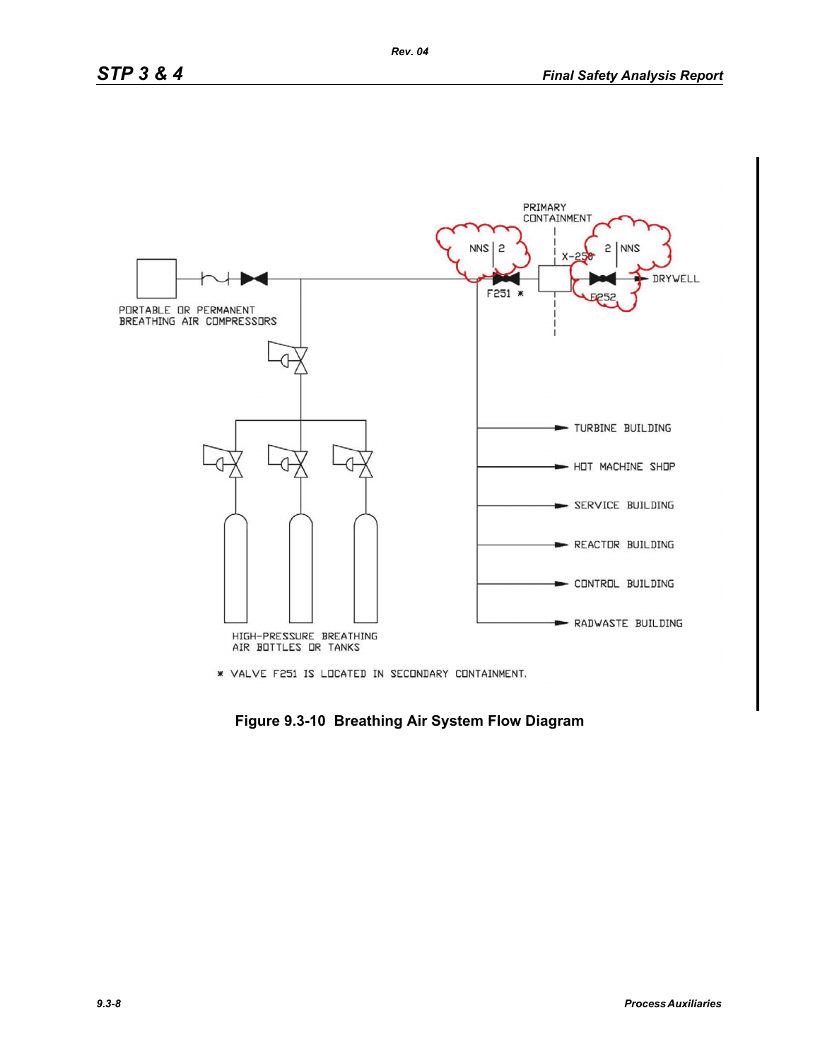PRIMARY CONTAINMENT

NNS | 2

2 | NNS

X-250

F251 *

F252

DRYWELL

PORTABLE OR PERMANENT BREATHING AIR COMPRESSORS

TURBINE BUILDING

HOT MACHINE SHOP

SERVICE BUILDING

REACTOR BUILDING

CONTROL BUILDING

RADWASTE BUILDING

HIGH-PRESSURE BREATHING AIR BOTTLES OR TANKS

* VALVE F251 IS LOCATED IN SECONDARY CONTAINMENT.

**Figure 9.3-10 Breathing Air System Flow Diagram**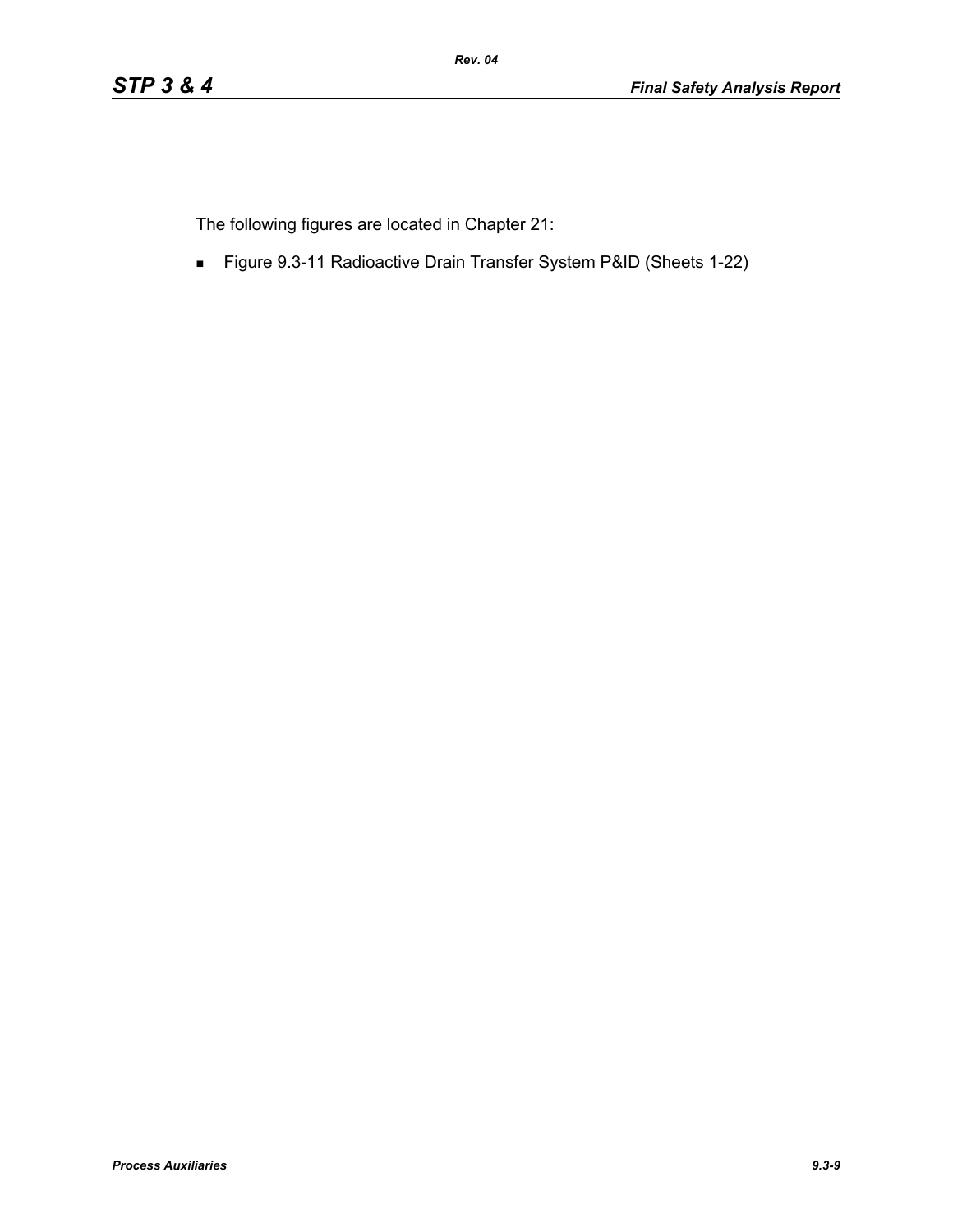The following figures are located in Chapter 21:

- Figure 9.3-11 Radioactive Drain Transfer System P&ID (Sheets 1-22)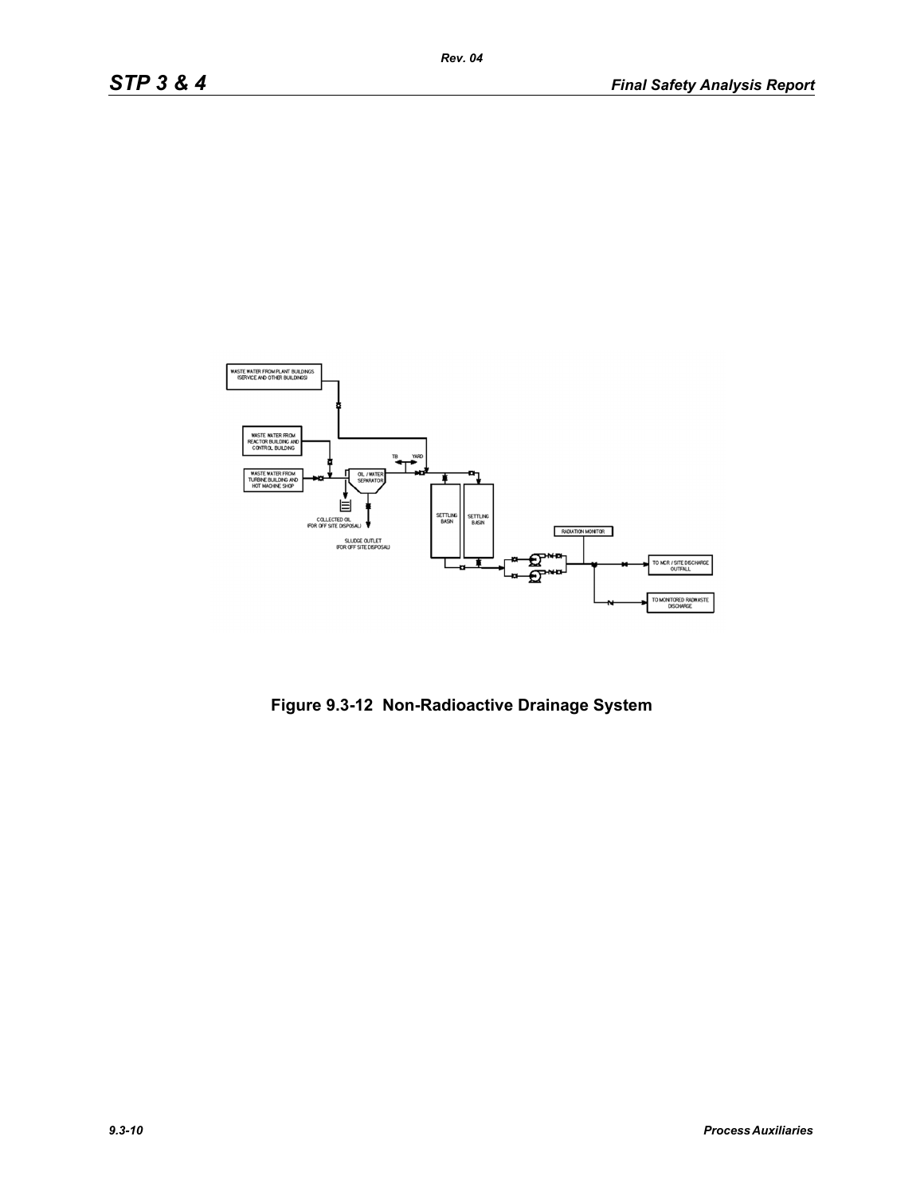WASTE WATER FROM PLANT BUILDINGS (SERVICE AND OTHER BUILDINGS)

WASTE WATER FROM REACTOR BUILDING AND CONTROL BUILDING

WASTE WATER FROM TURBINE BUILDING AND HOT MACHINE SHOP

OIL / WATER SEPARATOR

TB

YARD

COLLECTED OIL (FOR OFF SITE DISPOSAL)

SLUDGE OUTLET (FOR OFF SITE DISPOSAL)

SETTLING BASIN

SETTLING BASIN

RADIATION MONITOR

TO MCR / SITE DISCHARGE OUTFALL

TO MONITORED RADWASTE DISCHARGE

**Figure 9.3-12 Non-Radioactive Drainage System**